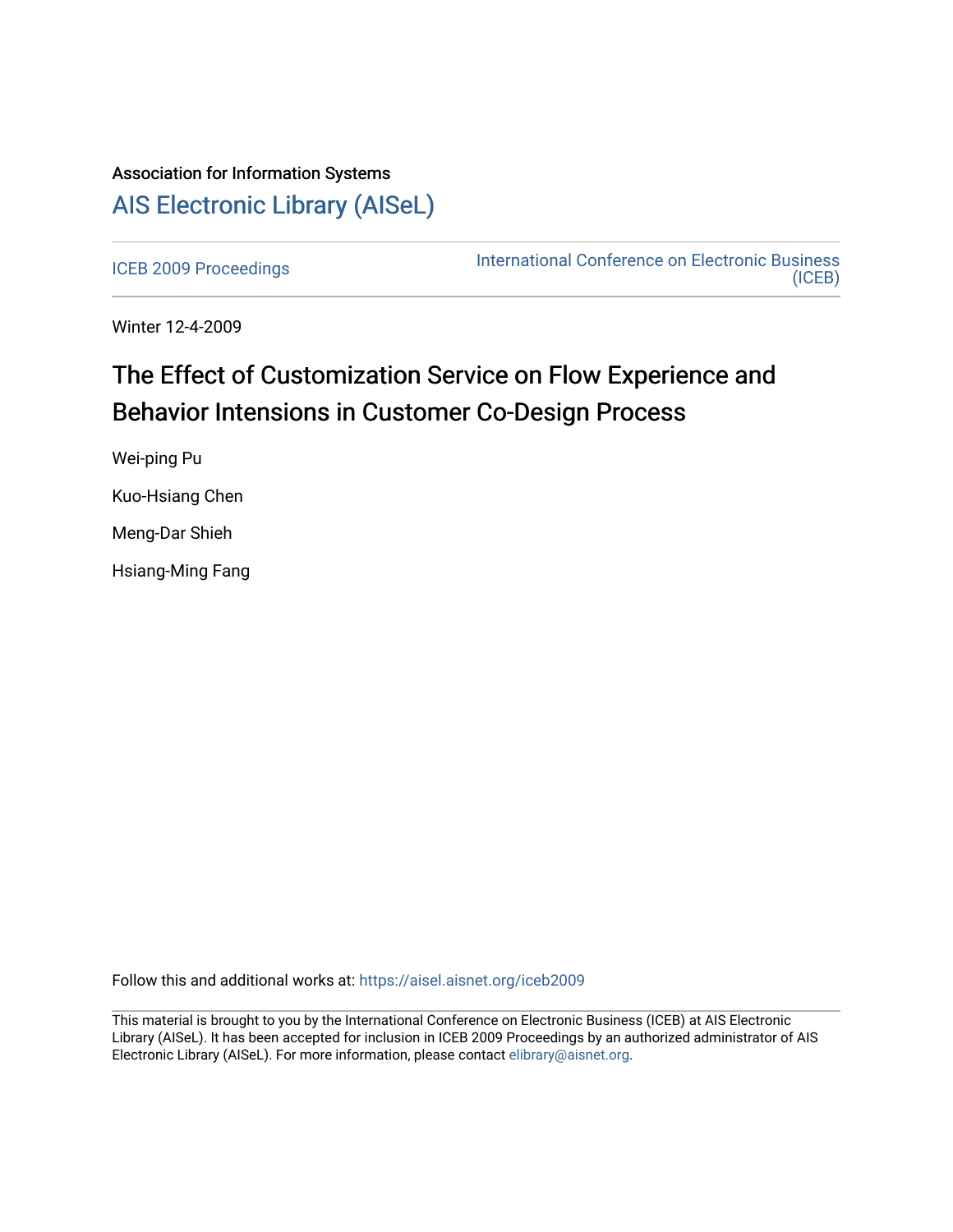Association for Information Systems

# AIS Electronic Library (AISeL)

ICEB 2009 Proceedings

International Conference on Electronic Business (ICEB)

Winter 12-4-2009

## The Effect of Customization Service on Flow Experience and Behavior Intensions in Customer Co-Design Process

Wei-ping Pu

Kuo-Hsiang Chen

Meng-Dar Shieh

Hsiang-Ming Fang

Follow this and additional works at: https://aisel.aisnet.org/iceb2009

This material is brought to you by the International Conference on Electronic Business (ICEB) at AIS Electronic Library (AISeL). It has been accepted for inclusion in ICEB 2009 Proceedings by an authorized administrator of AIS Electronic Library (AISeL). For more information, please contact elibrary@aisnet.org.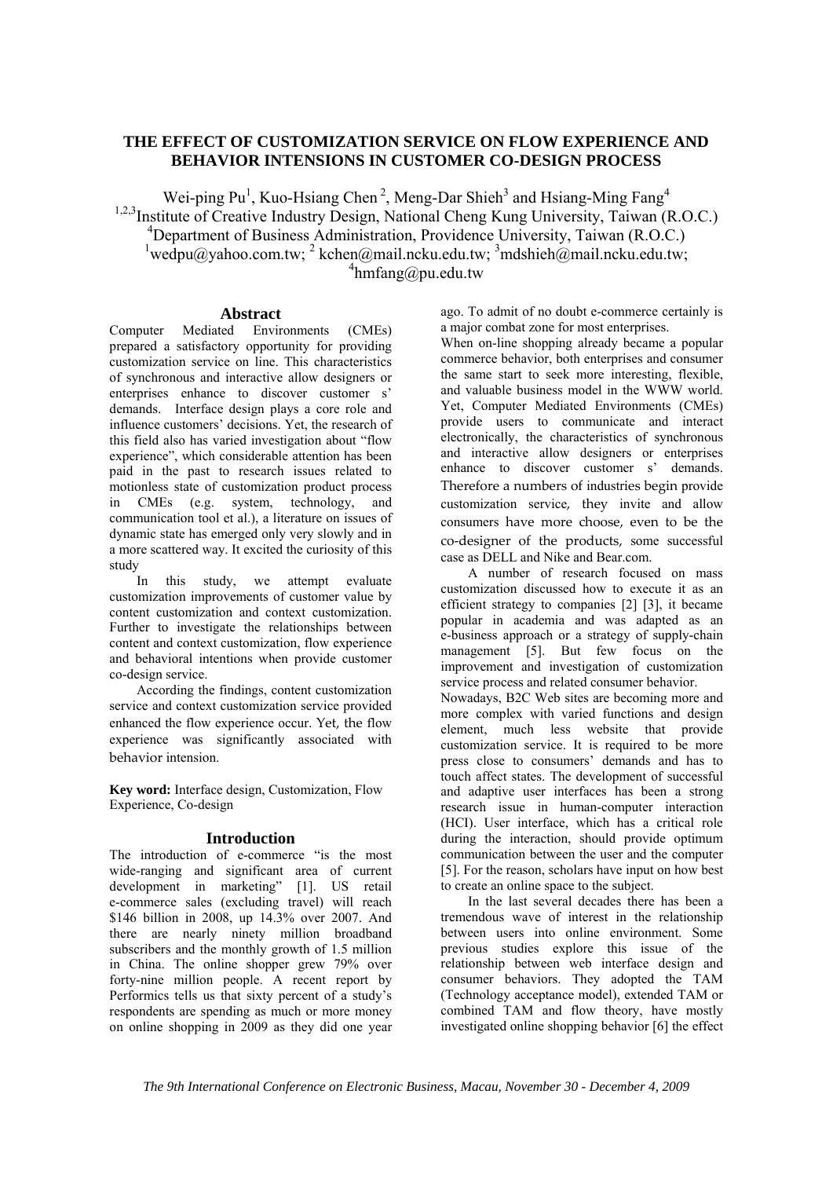# THE EFFECT OF CUSTOMIZATION SERVICE ON FLOW EXPERIENCE AND BEHAVIOR INTENSIONS IN CUSTOMER CO-DESIGN PROCESS

Wei-ping Pu[1], Kuo-Hsiang Chen[2], Meng-Dar Shieh[3] and Hsiang-Ming Fang[4]

[1,2,3]Institute of Creative Industry Design, National Cheng Kung University, Taiwan (R.O.C.)

[4]Department of Business Administration, Providence University, Taiwan (R.O.C.)

[1]wedpu@yahoo.com.tw; [2] kchen@mail.ncku.edu.tw; [3]mdshieh@mail.ncku.edu.tw; [4]hmfang@pu.edu.tw

## Abstract

Computer Mediated Environments (CMEs) prepared a satisfactory opportunity for providing customization service on line. This characteristics of synchronous and interactive allow designers or enterprises enhance to discover customer s' demands. Interface design plays a core role and influence customers' decisions. Yet, the research of this field also has varied investigation about "flow experience", which considerable attention has been paid in the past to research issues related to motionless state of customization product process in CMEs (e.g. system, technology, and communication tool et al.), a literature on issues of dynamic state has emerged only very slowly and in a more scattered way. It excited the curiosity of this study

In this study, we attempt evaluate customization improvements of customer value by content customization and context customization. Further to investigate the relationships between content and context customization, flow experience and behavioral intentions when provide customer co-design service.

According the findings, content customization service and context customization service provided enhanced the flow experience occur. Yet, the flow experience was significantly associated with behavior intension.

**Key word:** Interface design, Customization, Flow Experience, Co-design

## Introduction

The introduction of e-commerce "is the most wide-ranging and significant area of current development in marketing" [1]. US retail e-commerce sales (excluding travel) will reach \$146 billion in 2008, up 14.3% over 2007. And there are nearly ninety million broadband subscribers and the monthly growth of 1.5 million in China. The online shopper grew 79% over forty-nine million people. A recent report by Performics tells us that sixty percent of a study's respondents are spending as much or more money on online shopping in 2009 as they did one year ago. To admit of no doubt e-commerce certainly is a major combat zone for most enterprises.

When on-line shopping already became a popular commerce behavior, both enterprises and consumer the same start to seek more interesting, flexible, and valuable business model in the WWW world. Yet, Computer Mediated Environments (CMEs) provide users to communicate and interact electronically, the characteristics of synchronous and interactive allow designers or enterprises enhance to discover customer s' demands. Therefore a numbers of industries begin provide customization service, they invite and allow consumers have more choose, even to be the co-designer of the products, some successful case as DELL and Nike and Bear.com.

A number of research focused on mass customization discussed how to execute it as an efficient strategy to companies [2] [3], it became popular in academia and was adapted as an e-business approach or a strategy of supply-chain management [5]. But few focus on the improvement and investigation of customization service process and related consumer behavior.

Nowadays, B2C Web sites are becoming more and more complex with varied functions and design element, much less website that provide customization service. It is required to be more press close to consumers' demands and has to touch affect states. The development of successful and adaptive user interfaces has been a strong research issue in human-computer interaction (HCI). User interface, which has a critical role during the interaction, should provide optimum communication between the user and the computer [5]. For the reason, scholars have input on how best to create an online space to the subject.

In the last several decades there has been a tremendous wave of interest in the relationship between users into online environment. Some previous studies explore this issue of the relationship between web interface design and consumer behaviors. They adopted the TAM (Technology acceptance model), extended TAM or combined TAM and flow theory, have mostly investigated online shopping behavior [6] the effect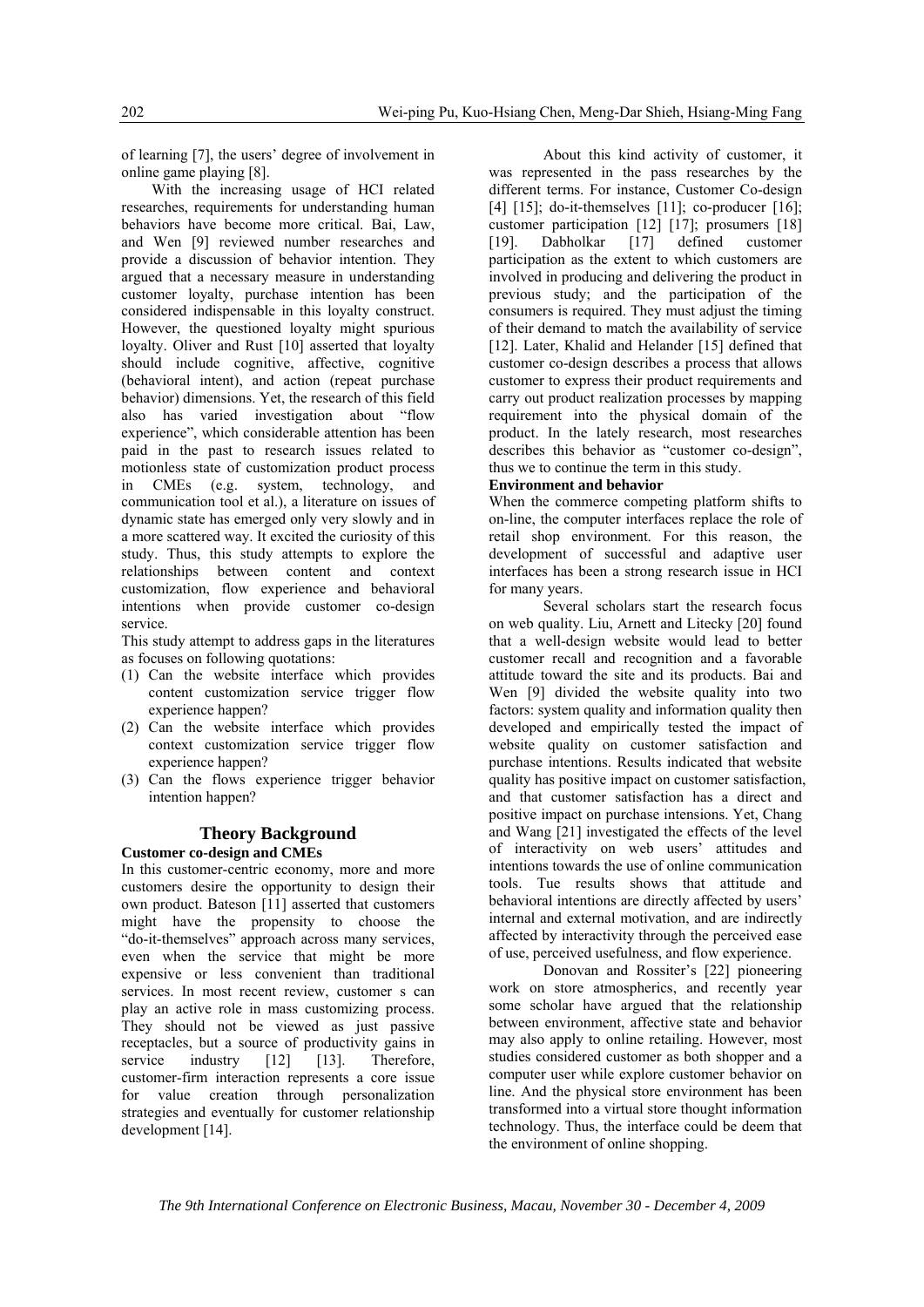of learning [7], the users' degree of involvement in online game playing [8].

With the increasing usage of HCI related researches, requirements for understanding human behaviors have become more critical. Bai, Law, and Wen [9] reviewed number researches and provide a discussion of behavior intention. They argued that a necessary measure in understanding customer loyalty, purchase intention has been considered indispensable in this loyalty construct. However, the questioned loyalty might spurious loyalty. Oliver and Rust [10] asserted that loyalty should include cognitive, affective, cognitive (behavioral intent), and action (repeat purchase behavior) dimensions. Yet, the research of this field also has varied investigation about "flow experience", which considerable attention has been paid in the past to research issues related to motionless state of customization product process in CMEs (e.g. system, technology, and communication tool et al.), a literature on issues of dynamic state has emerged only very slowly and in a more scattered way. It excited the curiosity of this study. Thus, this study attempts to explore the relationships between content and context customization, flow experience and behavioral intentions when provide customer co-design service.

This study attempt to address gaps in the literatures as focuses on following quotations:

(1) Can the website interface which provides content customization service trigger flow experience happen?
(2) Can the website interface which provides context customization service trigger flow experience happen?
(3) Can the flows experience trigger behavior intention happen?

## Theory Background

**Customer co-design and CMEs**

In this customer-centric economy, more and more customers desire the opportunity to design their own product. Bateson [11] asserted that customers might have the propensity to choose the "do-it-themselves" approach across many services, even when the service that might be more expensive or less convenient than traditional services. In most recent review, customer s can play an active role in mass customizing process. They should not be viewed as just passive receptacles, but a source of productivity gains in service industry [12] [13]. Therefore, customer-firm interaction represents a core issue for value creation through personalization strategies and eventually for customer relationship development [14].

About this kind activity of customer, it was represented in the pass researches by the different terms. For instance, Customer Co-design [4] [15]; do-it-themselves [11]; co-producer [16]; customer participation [12] [17]; prosumers [18] [19]. Dabholkar [17] defined customer participation as the extent to which customers are involved in producing and delivering the product in previous study; and the participation of the consumers is required. They must adjust the timing of their demand to match the availability of service [12]. Later, Khalid and Helander [15] defined that customer co-design describes a process that allows customer to express their product requirements and carry out product realization processes by mapping requirement into the physical domain of the product. In the lately research, most researches describes this behavior as "customer co-design", thus we to continue the term in this study.

**Environment and behavior**

When the commerce competing platform shifts to on-line, the computer interfaces replace the role of retail shop environment. For this reason, the development of successful and adaptive user interfaces has been a strong research issue in HCI for many years.

Several scholars start the research focus on web quality. Liu, Arnett and Litecky [20] found that a well-design website would lead to better customer recall and recognition and a favorable attitude toward the site and its products. Bai and Wen [9] divided the website quality into two factors: system quality and information quality then developed and empirically tested the impact of website quality on customer satisfaction and purchase intentions. Results indicated that website quality has positive impact on customer satisfaction, and that customer satisfaction has a direct and positive impact on purchase intensions. Yet, Chang and Wang [21] investigated the effects of the level of interactivity on web users' attitudes and intentions towards the use of online communication tools. Tue results shows that attitude and behavioral intentions are directly affected by users' internal and external motivation, and are indirectly affected by interactivity through the perceived ease of use, perceived usefulness, and flow experience.

Donovan and Rossiter's [22] pioneering work on store atmospherics, and recently year some scholar have argued that the relationship between environment, affective state and behavior may also apply to online retailing. However, most studies considered customer as both shopper and a computer user while explore customer behavior on line. And the physical store environment has been transformed into a virtual store thought information technology. Thus, the interface could be deem that the environment of online shopping.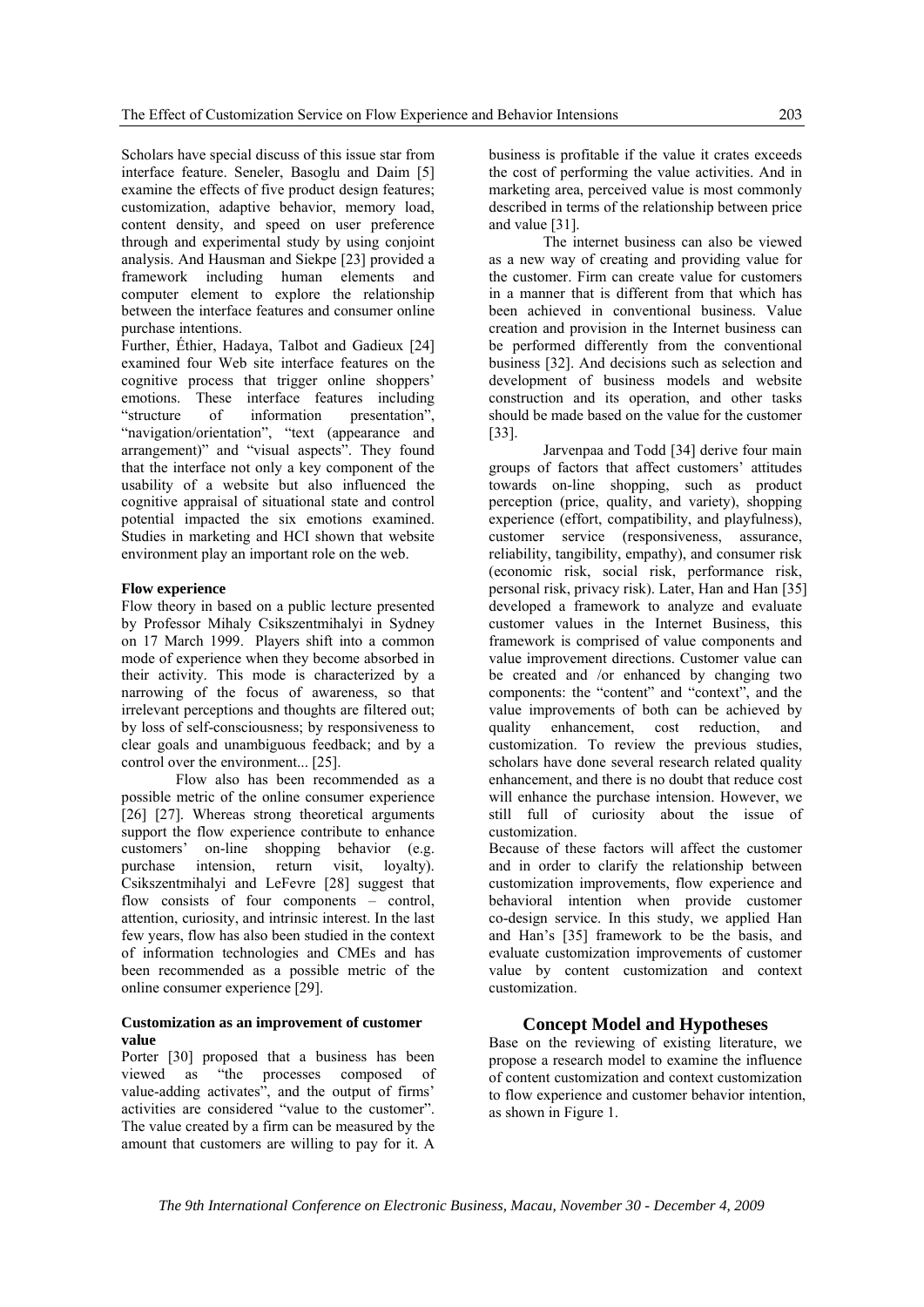Scholars have special discuss of this issue star from interface feature. Seneler, Basoglu and Daim [5] examine the effects of five product design features; customization, adaptive behavior, memory load, content density, and speed on user preference through and experimental study by using conjoint analysis. And Hausman and Siekpe [23] provided a framework including human elements and computer element to explore the relationship between the interface features and consumer online purchase intentions.

Further, Éthier, Hadaya, Talbot and Gadieux [24] examined four Web site interface features on the cognitive process that trigger online shoppers' emotions. These interface features including "structure of information presentation", "navigation/orientation", "text (appearance and arrangement)" and "visual aspects". They found that the interface not only a key component of the usability of a website but also influenced the cognitive appraisal of situational state and control potential impacted the six emotions examined. Studies in marketing and HCI shown that website environment play an important role on the web.

### Flow experience

Flow theory in based on a public lecture presented by Professor Mihaly Csikszentmihalyi in Sydney on 17 March 1999. Players shift into a common mode of experience when they become absorbed in their activity. This mode is characterized by a narrowing of the focus of awareness, so that irrelevant perceptions and thoughts are filtered out; by loss of self-consciousness; by responsiveness to clear goals and unambiguous feedback; and by a control over the environment... [25].

Flow also has been recommended as a possible metric of the online consumer experience [26] [27]. Whereas strong theoretical arguments support the flow experience contribute to enhance customers' on-line shopping behavior (e.g. purchase intension, return visit, loyalty). Csikszentmihalyi and LeFevre [28] suggest that flow consists of four components – control, attention, curiosity, and intrinsic interest. In the last few years, flow has also been studied in the context of information technologies and CMEs and has been recommended as a possible metric of the online consumer experience [29].

### Customization as an improvement of customer value

Porter [30] proposed that a business has been viewed as "the processes composed of value-adding activates", and the output of firms' activities are considered "value to the customer". The value created by a firm can be measured by the amount that customers are willing to pay for it. A business is profitable if the value it crates exceeds the cost of performing the value activities. And in marketing area, perceived value is most commonly described in terms of the relationship between price and value [31].

The internet business can also be viewed as a new way of creating and providing value for the customer. Firm can create value for customers in a manner that is different from that which has been achieved in conventional business. Value creation and provision in the Internet business can be performed differently from the conventional business [32]. And decisions such as selection and development of business models and website construction and its operation, and other tasks should be made based on the value for the customer [33].

Jarvenpaa and Todd [34] derive four main groups of factors that affect customers' attitudes towards on-line shopping, such as product perception (price, quality, and variety), shopping experience (effort, compatibility, and playfulness), customer service (responsiveness, assurance, reliability, tangibility, empathy), and consumer risk (economic risk, social risk, performance risk, personal risk, privacy risk). Later, Han and Han [35] developed a framework to analyze and evaluate customer values in the Internet Business, this framework is comprised of value components and value improvement directions. Customer value can be created and /or enhanced by changing two components: the "content" and "context", and the value improvements of both can be achieved by quality enhancement, cost reduction, and customization. To review the previous studies, scholars have done several research related quality enhancement, and there is no doubt that reduce cost will enhance the purchase intension. However, we still full of curiosity about the issue of customization.

Because of these factors will affect the customer and in order to clarify the relationship between customization improvements, flow experience and behavioral intention when provide customer co-design service. In this study, we applied Han and Han's [35] framework to be the basis, and evaluate customization improvements of customer value by content customization and context customization.

## Concept Model and Hypotheses

Base on the reviewing of existing literature, we propose a research model to examine the influence of content customization and context customization to flow experience and customer behavior intention, as shown in Figure 1.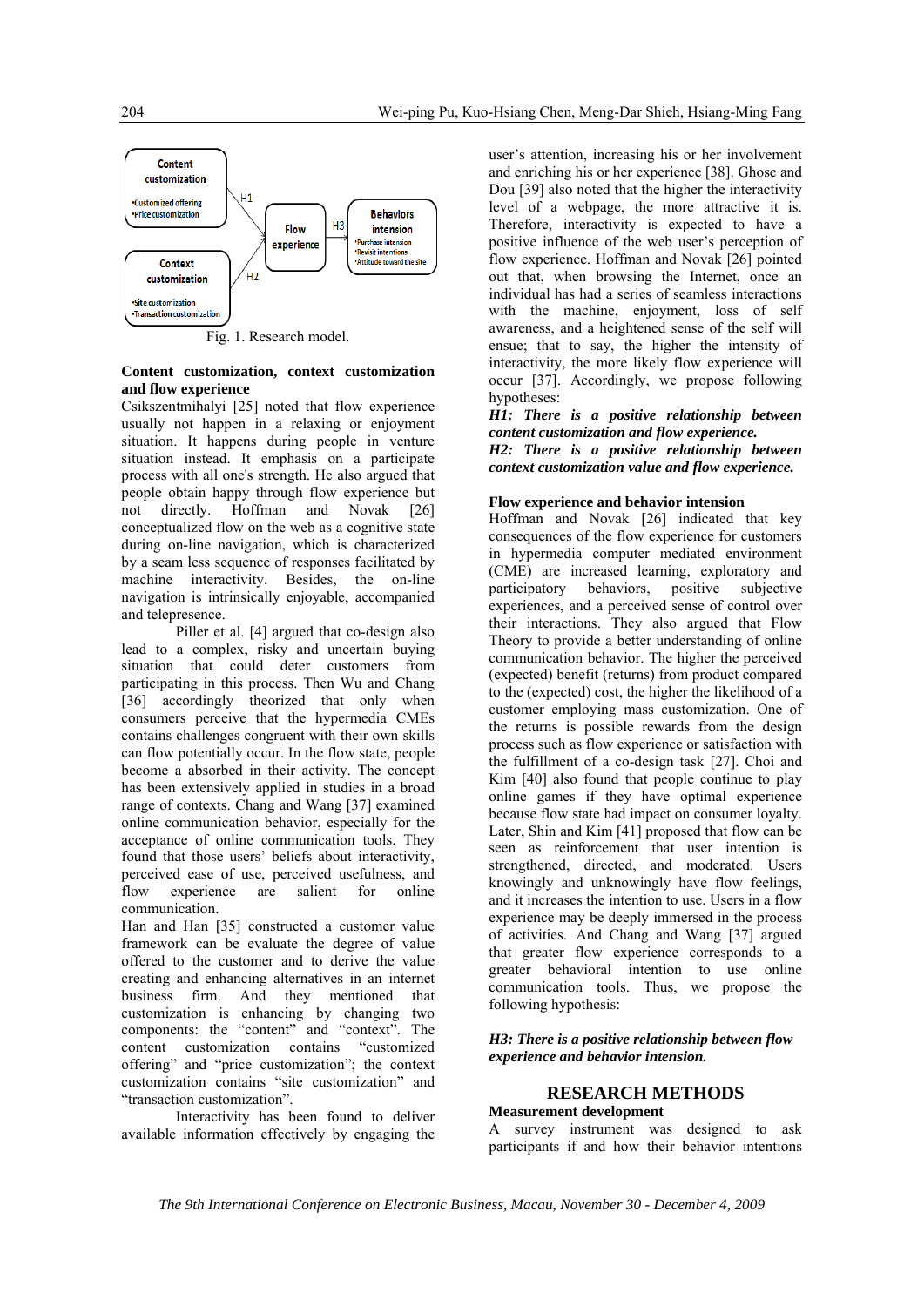Fig. 1. Research model.

**Content customization, context customization and flow experience**

Csikszentmihalyi [25] noted that flow experience usually not happen in a relaxing or enjoyment situation. It happens during people in venture situation instead. It emphasis on a participate process with all one's strength. He also argued that people obtain happy through flow experience but not directly. Hoffman and Novak [26] conceptualized flow on the web as a cognitive state during on-line navigation, which is characterized by a seam less sequence of responses facilitated by machine interactivity. Besides, the on-line navigation is intrinsically enjoyable, accompanied and telepresence.

Piller et al. [4] argued that co-design also lead to a complex, risky and uncertain buying situation that could deter customers from participating in this process. Then Wu and Chang [36] accordingly theorized that only when consumers perceive that the hypermedia CMEs contains challenges congruent with their own skills can flow potentially occur. In the flow state, people become a absorbed in their activity. The concept has been extensively applied in studies in a broad range of contexts. Chang and Wang [37] examined online communication behavior, especially for the acceptance of online communication tools. They found that those users' beliefs about interactivity, perceived ease of use, perceived usefulness, and flow experience are salient for online communication.

Han and Han [35] constructed a customer value framework can be evaluate the degree of value offered to the customer and to derive the value creating and enhancing alternatives in an internet business firm. And they mentioned that customization is enhancing by changing two components: the "content" and "context". The content customization contains "customized offering" and "price customization"; the context customization contains "site customization" and "transaction customization".

Interactivity has been found to deliver available information effectively by engaging the user's attention, increasing his or her involvement and enriching his or her experience [38]. Ghose and Dou [39] also noted that the higher the interactivity level of a webpage, the more attractive it is. Therefore, interactivity is expected to have a positive influence of the web user's perception of flow experience. Hoffman and Novak [26] pointed out that, when browsing the Internet, once an individual has had a series of seamless interactions with the machine, enjoyment, loss of self awareness, and a heightened sense of the self will ensue; that to say, the higher the intensity of interactivity, the more likely flow experience will occur [37]. Accordingly, we propose following hypotheses:

***H1: There is a positive relationship between content customization and flow experience.***

***H2: There is a positive relationship between context customization value and flow experience.***

**Flow experience and behavior intension**

Hoffman and Novak [26] indicated that key consequences of the flow experience for customers in hypermedia computer mediated environment (CME) are increased learning, exploratory and participatory behaviors, positive subjective experiences, and a perceived sense of control over their interactions. They also argued that Flow Theory to provide a better understanding of online communication behavior. The higher the perceived (expected) benefit (returns) from product compared to the (expected) cost, the higher the likelihood of a customer employing mass customization. One of the returns is possible rewards from the design process such as flow experience or satisfaction with the fulfillment of a co-design task [27]. Choi and Kim [40] also found that people continue to play online games if they have optimal experience because flow state had impact on consumer loyalty. Later, Shin and Kim [41] proposed that flow can be seen as reinforcement that user intention is strengthened, directed, and moderated. Users knowingly and unknowingly have flow feelings, and it increases the intention to use. Users in a flow experience may be deeply immersed in the process of activities. And Chang and Wang [37] argued that greater flow experience corresponds to a greater behavioral intention to use online communication tools. Thus, we propose the following hypothesis:

***H3: There is a positive relationship between flow experience and behavior intension.***

## RESEARCH METHODS

**Measurement development**

A survey instrument was designed to ask participants if and how their behavior intentions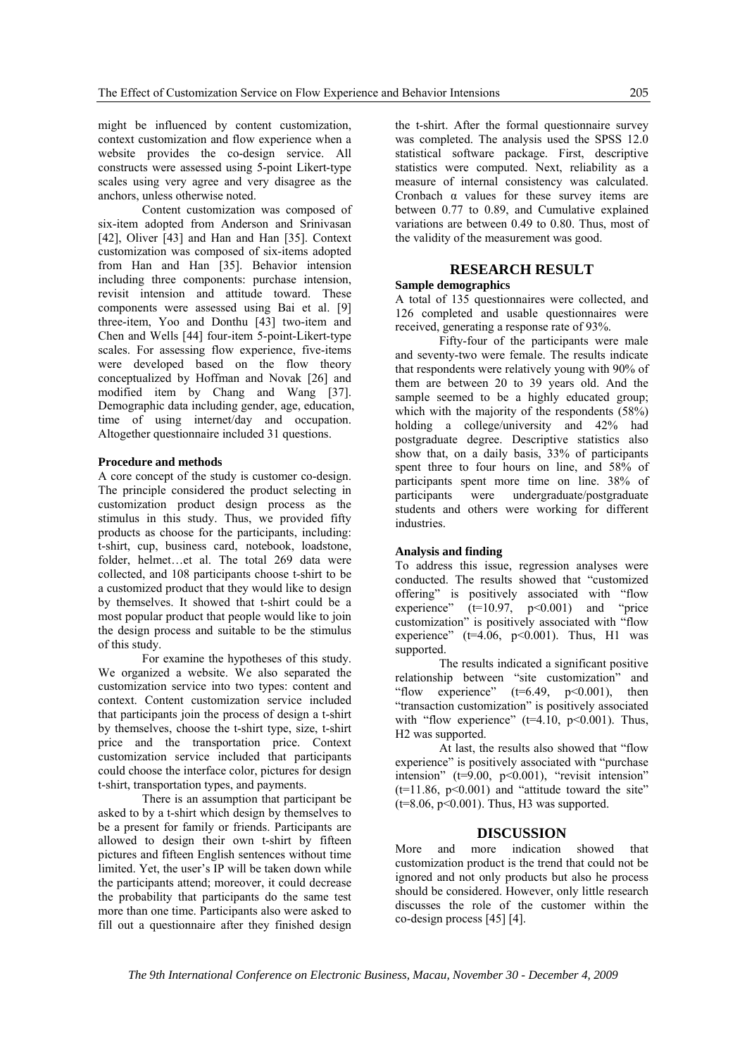might be influenced by content customization, context customization and flow experience when a website provides the co-design service. All constructs were assessed using 5-point Likert-type scales using very agree and very disagree as the anchors, unless otherwise noted.

Content customization was composed of six-item adopted from Anderson and Srinivasan [42], Oliver [43] and Han and Han [35]. Context customization was composed of six-items adopted from Han and Han [35]. Behavior intension including three components: purchase intension, revisit intension and attitude toward. These components were assessed using Bai et al. [9] three-item, Yoo and Donthu [43] two-item and Chen and Wells [44] four-item 5-point-Likert-type scales. For assessing flow experience, five-items were developed based on the flow theory conceptualized by Hoffman and Novak [26] and modified item by Chang and Wang [37]. Demographic data including gender, age, education, time of using internet/day and occupation. Altogether questionnaire included 31 questions.

#### Procedure and methods

A core concept of the study is customer co-design. The principle considered the product selecting in customization product design process as the stimulus in this study. Thus, we provided fifty products as choose for the participants, including: t-shirt, cup, business card, notebook, loadstone, folder, helmet…et al. The total 269 data were collected, and 108 participants choose t-shirt to be a customized product that they would like to design by themselves. It showed that t-shirt could be a most popular product that people would like to join the design process and suitable to be the stimulus of this study.

For examine the hypotheses of this study. We organized a website. We also separated the customization service into two types: content and context. Content customization service included that participants join the process of design a t-shirt by themselves, choose the t-shirt type, size, t-shirt price and the transportation price. Context customization service included that participants could choose the interface color, pictures for design t-shirt, transportation types, and payments.

There is an assumption that participant be asked to by a t-shirt which design by themselves to be a present for family or friends. Participants are allowed to design their own t-shirt by fifteen pictures and fifteen English sentences without time limited. Yet, the user's IP will be taken down while the participants attend; moreover, it could decrease the probability that participants do the same test more than one time. Participants also were asked to fill out a questionnaire after they finished design the t-shirt. After the formal questionnaire survey was completed. The analysis used the SPSS 12.0 statistical software package. First, descriptive statistics were computed. Next, reliability as a measure of internal consistency was calculated. Cronbach $\alpha$ values for these survey items are between 0.77 to 0.89, and Cumulative explained variations are between 0.49 to 0.80. Thus, most of the validity of the measurement was good.

## RESEARCH RESULT

#### Sample demographics

A total of 135 questionnaires were collected, and 126 completed and usable questionnaires were received, generating a response rate of 93%.

Fifty-four of the participants were male and seventy-two were female. The results indicate that respondents were relatively young with 90% of them are between 20 to 39 years old. And the sample seemed to be a highly educated group; which with the majority of the respondents (58%) holding a college/university and 42% had postgraduate degree. Descriptive statistics also show that, on a daily basis, 33% of participants spent three to four hours on line, and 58% of participants spent more time on line. 38% of participants were undergraduate/postgraduate students and others were working for different industries.

#### Analysis and finding

To address this issue, regression analyses were conducted. The results showed that "customized offering" is positively associated with "flow experience" ($t=10.97$, $p<0.001$) and "price customization" is positively associated with "flow experience" ($t=4.06$, $p<0.001$). Thus, H1 was supported.

The results indicated a significant positive relationship between "site customization" and "flow experience" ($t=6.49$, $p<0.001$), then "transaction customization" is positively associated with "flow experience" ($t=4.10$, $p<0.001$). Thus, H2 was supported.

At last, the results also showed that "flow experience" is positively associated with "purchase intension" ($t=9.00$, $p<0.001$), "revisit intension" ($t=11.86$, $p<0.001$) and "attitude toward the site" ($t=8.06$, $p<0.001$). Thus, H3 was supported.

## DISCUSSION

More and more indication showed that customization product is the trend that could not be ignored and not only products but also he process should be considered. However, only little research discusses the role of the customer within the co-design process [45] [4].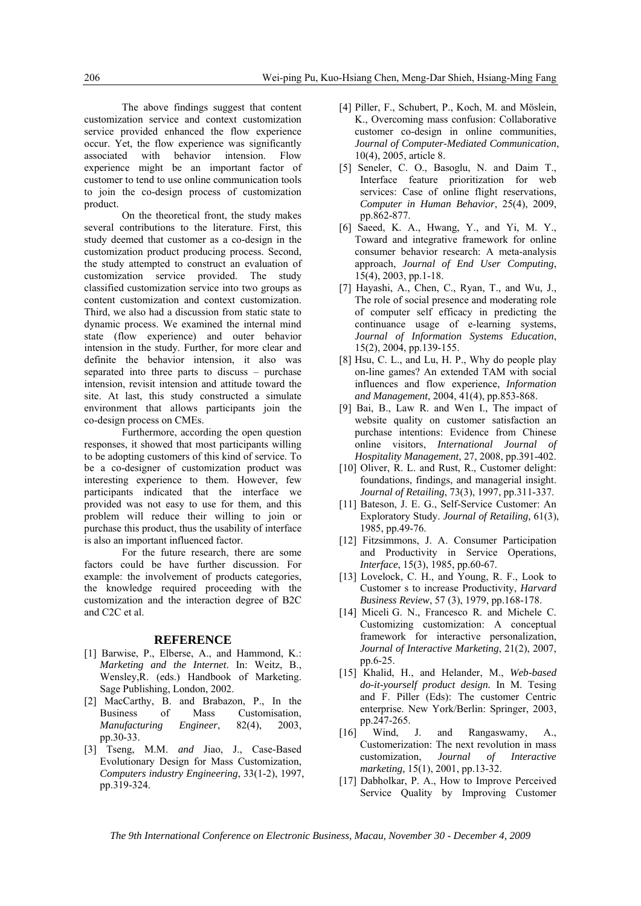The above findings suggest that content customization service and context customization service provided enhanced the flow experience occur. Yet, the flow experience was significantly associated with behavior intension. Flow experience might be an important factor of customer to tend to use online communication tools to join the co-design process of customization product.

On the theoretical front, the study makes several contributions to the literature. First, this study deemed that customer as a co-design in the customization product producing process. Second, the study attempted to construct an evaluation of customization service provided. The study classified customization service into two groups as content customization and context customization. Third, we also had a discussion from static state to dynamic process. We examined the internal mind state (flow experience) and outer behavior intension in the study. Further, for more clear and definite the behavior intension, it also was separated into three parts to discuss – purchase intension, revisit intension and attitude toward the site. At last, this study constructed a simulate environment that allows participants join the co-design process on CMEs.

Furthermore, according the open question responses, it showed that most participants willing to be adopting customers of this kind of service. To be a co-designer of customization product was interesting experience to them. However, few participants indicated that the interface we provided was not easy to use for them, and this problem will reduce their willing to join or purchase this product, thus the usability of interface is also an important influenced factor.

For the future research, there are some factors could be have further discussion. For example: the involvement of products categories, the knowledge required proceeding with the customization and the interaction degree of B2C and C2C et al.

## REFERENCE

[1] Barwise, P., Elberse, A., and Hammond, K.: *Marketing and the Internet*. In: Weitz, B., Wensley,R. (eds.) Handbook of Marketing. Sage Publishing, London, 2002.

[2] MacCarthy, B. and Brabazon, P., In the Business of Mass Customisation, *Manufacturing Engineer*, 82(4), 2003, pp.30-33.

[3] Tseng, M.M. *and* Jiao, J., Case-Based Evolutionary Design for Mass Customization, *Computers industry Engineering*, 33(1-2), 1997, pp.319-324.

[4] Piller, F., Schubert, P., Koch, M. and Möslein, K., Overcoming mass confusion: Collaborative customer co-design in online communities, *Journal of Computer-Mediated Communication*, 10(4), 2005, article 8.

[5] Seneler, C. O., Basoglu, N. and Daim T., Interface feature prioritization for web services: Case of online flight reservations, *Computer in Human Behavior*, 25(4), 2009, pp.862-877.

[6] Saeed, K. A., Hwang, Y., and Yi, M. Y., Toward and integrative framework for online consumer behavior research: A meta-analysis approach, *Journal of End User Computing*, 15(4), 2003, pp.1-18.

[7] Hayashi, A., Chen, C., Ryan, T., and Wu, J., The role of social presence and moderating role of computer self efficacy in predicting the continuance usage of e-learning systems, *Journal of Information Systems Education*, 15(2), 2004, pp.139-155.

[8] Hsu, C. L., and Lu, H. P., Why do people play on-line games? An extended TAM with social influences and flow experience, *Information and Management*, 2004, 41(4), pp.853-868.

[9] Bai, B., Law R. and Wen I., The impact of website quality on customer satisfaction an purchase intentions: Evidence from Chinese online visitors, *International Journal of Hospitality Management*, 27, 2008, pp.391-402.

[10] Oliver, R. L. and Rust, R., Customer delight: foundations, findings, and managerial insight. *Journal of Retailing*, 73(3), 1997, pp.311-337.

[11] Bateson, J. E. G., Self-Service Customer: An Exploratory Study. *Journal of Retailing,* 61(3), 1985, pp.49-76.

[12] Fitzsimmons, J. A. Consumer Participation and Productivity in Service Operations, *Interface*, 15(3), 1985, pp.60-67.

[13] Lovelock, C. H., and Young, R. F., Look to Customer s to increase Productivity, *Harvard Business Review*, 57 (3), 1979, pp.168-178.

[14] Miceli G. N., Francesco R. and Michele C. Customizing customization: A conceptual framework for interactive personalization, *Journal of Interactive Marketing*, 21(2), 2007, pp.6-25.

[15] Khalid, H., and Helander, M., *Web-based do-it-yourself product design.* In M. Tesing and F. Piller (Eds): The customer Centric enterprise. New York/Berlin: Springer, 2003, pp.247-265.

[16] Wind, J. and Rangaswamy, A., Customerization: The next revolution in mass customization, *Journal of Interactive marketing,* 15(1), 2001, pp.13-32.

[17] Dabholkar, P. A., How to Improve Perceived Service Quality by Improving Customer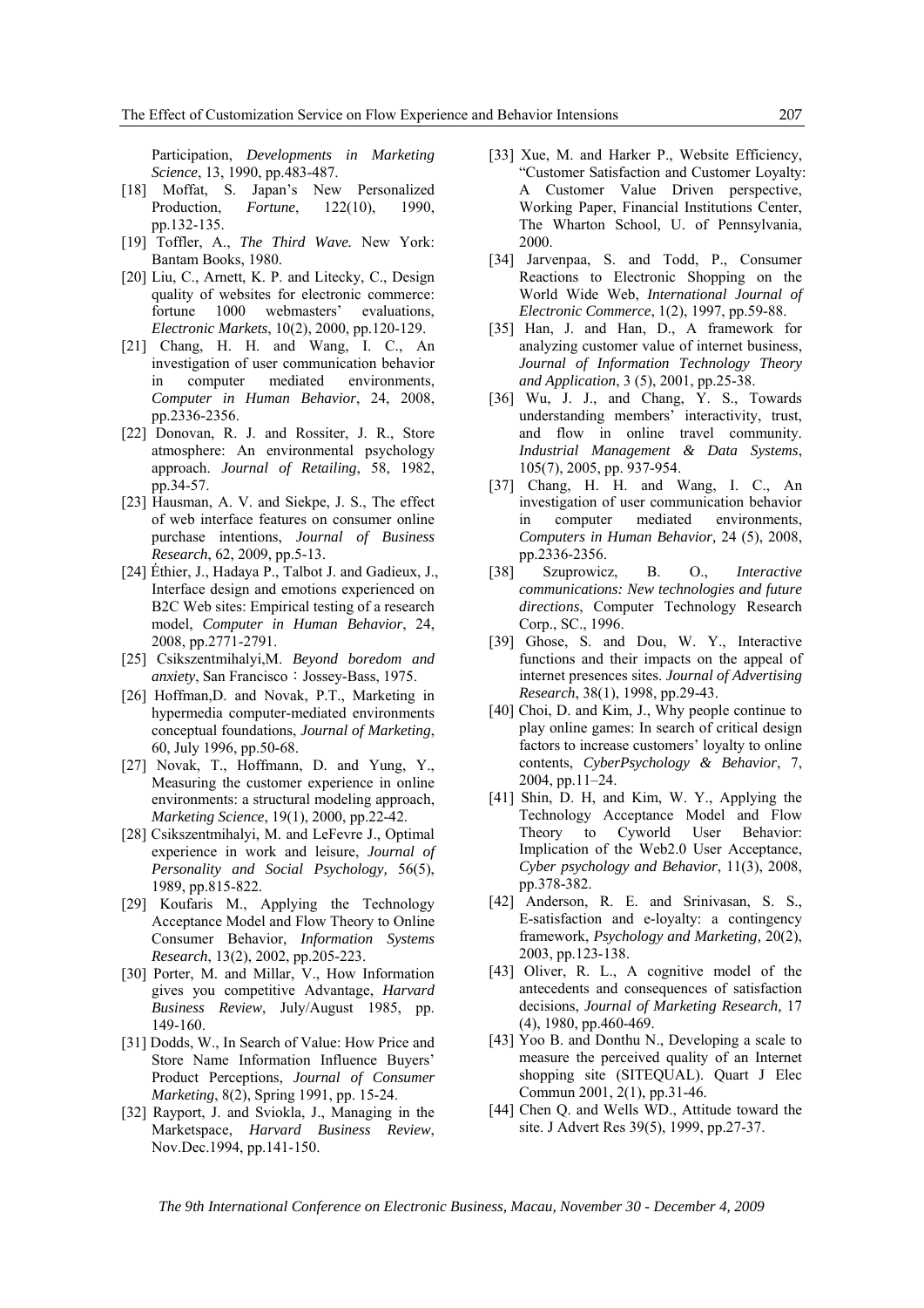Participation, *Developments in Marketing Science*, 13, 1990, pp.483-487.

[18] Moffat, S. Japan's New Personalized Production, *Fortune*, 122(10), 1990, pp.132-135.

[19] Toffler, A., *The Third Wave.* New York: Bantam Books, 1980.

[20] Liu, C., Arnett, K. P. and Litecky, C., Design quality of websites for electronic commerce: fortune 1000 webmasters' evaluations, *Electronic Markets*, 10(2), 2000, pp.120-129.

[21] Chang, H. H. and Wang, I. C., An investigation of user communication behavior in computer mediated environments, *Computer in Human Behavior*, 24, 2008, pp.2336-2356.

[22] Donovan, R. J. and Rossiter, J. R., Store atmosphere: An environmental psychology approach. *Journal of Retailing*, 58, 1982, pp.34-57.

[23] Hausman, A. V. and Siekpe, J. S., The effect of web interface features on consumer online purchase intentions, *Journal of Business Research*, 62, 2009, pp.5-13.

[24] Éthier, J., Hadaya P., Talbot J. and Gadieux, J., Interface design and emotions experienced on B2C Web sites: Empirical testing of a research model, *Computer in Human Behavior*, 24, 2008, pp.2771-2791.

[25] Csikszentmihalyi,M. *Beyond boredom and anxiety*, San Francisco：Jossey-Bass, 1975.

[26] Hoffman,D. and Novak, P.T., Marketing in hypermedia computer-mediated environments conceptual foundations, *Journal of Marketing*, 60, July 1996, pp.50-68.

[27] Novak, T., Hoffmann, D. and Yung, Y., Measuring the customer experience in online environments: a structural modeling approach, *Marketing Science*, 19(1), 2000, pp.22-42.

[28] Csikszentmihalyi, M. and LeFevre J., Optimal experience in work and leisure, *Journal of Personality and Social Psychology,* 56(5), 1989, pp.815-822.

[29] Koufaris M., Applying the Technology Acceptance Model and Flow Theory to Online Consumer Behavior, *Information Systems Research*, 13(2), 2002, pp.205-223.

[30] Porter, M. and Millar, V., How Information gives you competitive Advantage, *Harvard Business Review*, July/August 1985, pp. 149-160.

[31] Dodds, W., In Search of Value: How Price and Store Name Information Influence Buyers' Product Perceptions, *Journal of Consumer Marketing*, 8(2), Spring 1991, pp. 15-24.

[32] Rayport, J. and Sviokla, J., Managing in the Marketspace, *Harvard Business Review*, Nov.Dec.1994, pp.141-150.

[33] Xue, M. and Harker P., Website Efficiency, "Customer Satisfaction and Customer Loyalty: A Customer Value Driven perspective, Working Paper, Financial Institutions Center, The Wharton School, U. of Pennsylvania, 2000.

[34] Jarvenpaa, S. and Todd, P., Consumer Reactions to Electronic Shopping on the World Wide Web, *International Journal of Electronic Commerce*, 1(2), 1997, pp.59-88.

[35] Han, J. and Han, D., A framework for analyzing customer value of internet business, *Journal of Information Technology Theory and Application*, 3 (5), 2001, pp.25-38.

[36] Wu, J. J., and Chang, Y. S., Towards understanding members' interactivity, trust, and flow in online travel community. *Industrial Management & Data Systems*, 105(7), 2005, pp. 937-954.

[37] Chang, H. H. and Wang, I. C., An investigation of user communication behavior in computer mediated environments, *Computers in Human Behavior,* 24 (5), 2008, pp.2336-2356.

[38] Szuprowicz, B. O., *Interactive communications: New technologies and future directions*, Computer Technology Research Corp., SC., 1996.

[39] Ghose, S. and Dou, W. Y., Interactive functions and their impacts on the appeal of internet presences sites. *Journal of Advertising Research*, 38(1), 1998, pp.29-43.

[40] Choi, D. and Kim, J., Why people continue to play online games: In search of critical design factors to increase customers' loyalty to online contents, *CyberPsychology & Behavior*, 7, 2004, pp.11–24.

[41] Shin, D. H, and Kim, W. Y., Applying the Technology Acceptance Model and Flow Theory to Cyworld User Behavior: Implication of the Web2.0 User Acceptance, *Cyber psychology and Behavior*, 11(3), 2008, pp.378-382.

[42] Anderson, R. E. and Srinivasan, S. S., E-satisfaction and e-loyalty: a contingency framework, *Psychology and Marketing,* 20(2), 2003, pp.123-138.

[43] Oliver, R. L., A cognitive model of the antecedents and consequences of satisfaction decisions, *Journal of Marketing Research,* 17 (4), 1980, pp.460-469.

[43] Yoo B. and Donthu N., Developing a scale to measure the perceived quality of an Internet shopping site (SITEQUAL). Quart J Elec Commun 2001, 2(1), pp.31-46.

[44] Chen Q. and Wells WD., Attitude toward the site. J Advert Res 39(5), 1999, pp.27-37.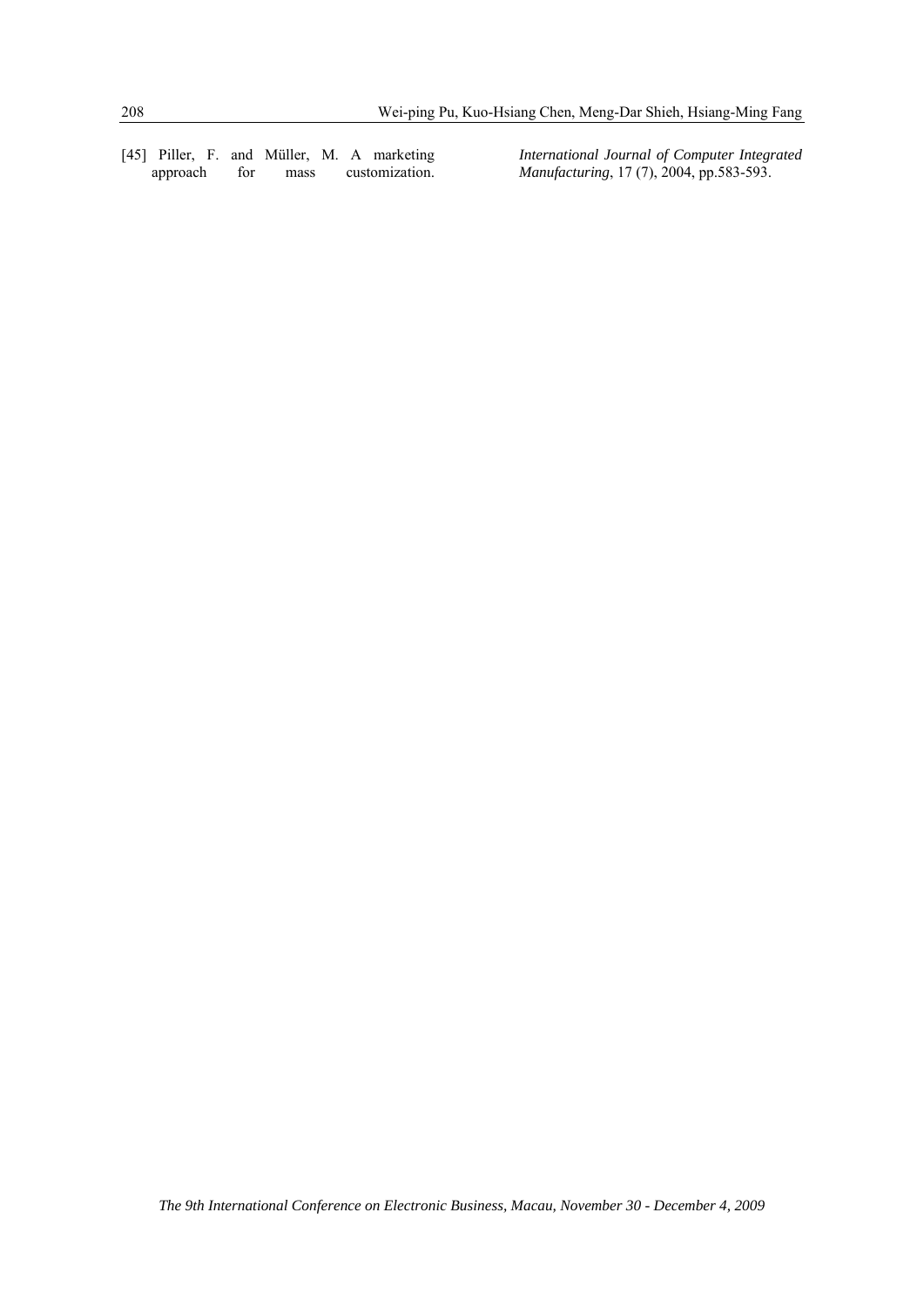[45] Piller, F. and Müller, M. A marketing approach for mass customization. *International Journal of Computer Integrated Manufacturing*, 17 (7), 2004, pp.583-593.